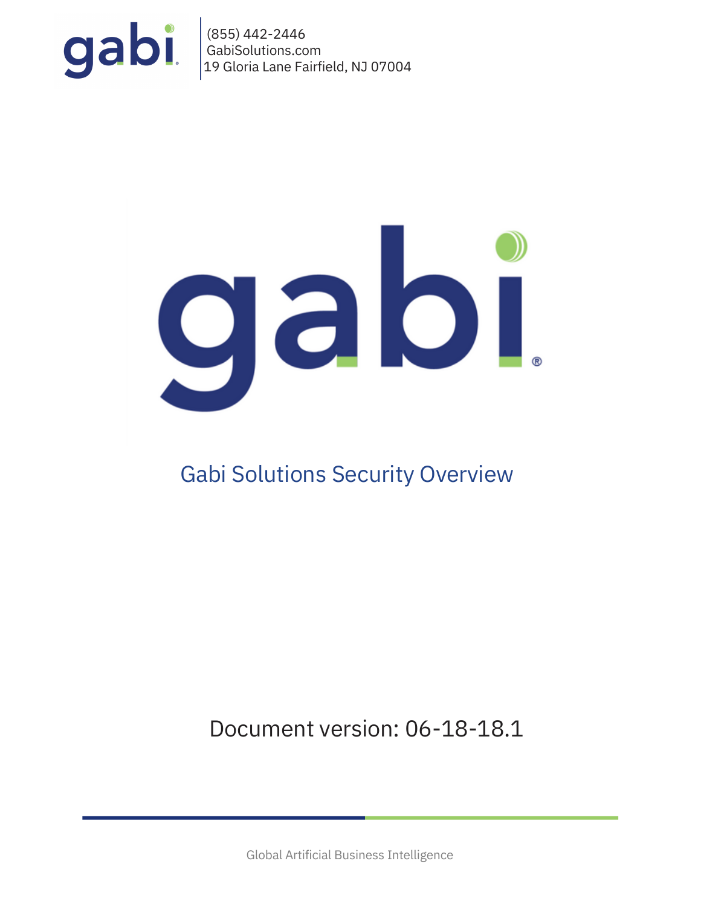(855) 442-2446
GabiSolutions.com
19 Gloria Lane Fairfield, NJ 07004

# Gabi Solutions Security Overview

Document version: 06-18-18.1

Global Artificial Business Intelligence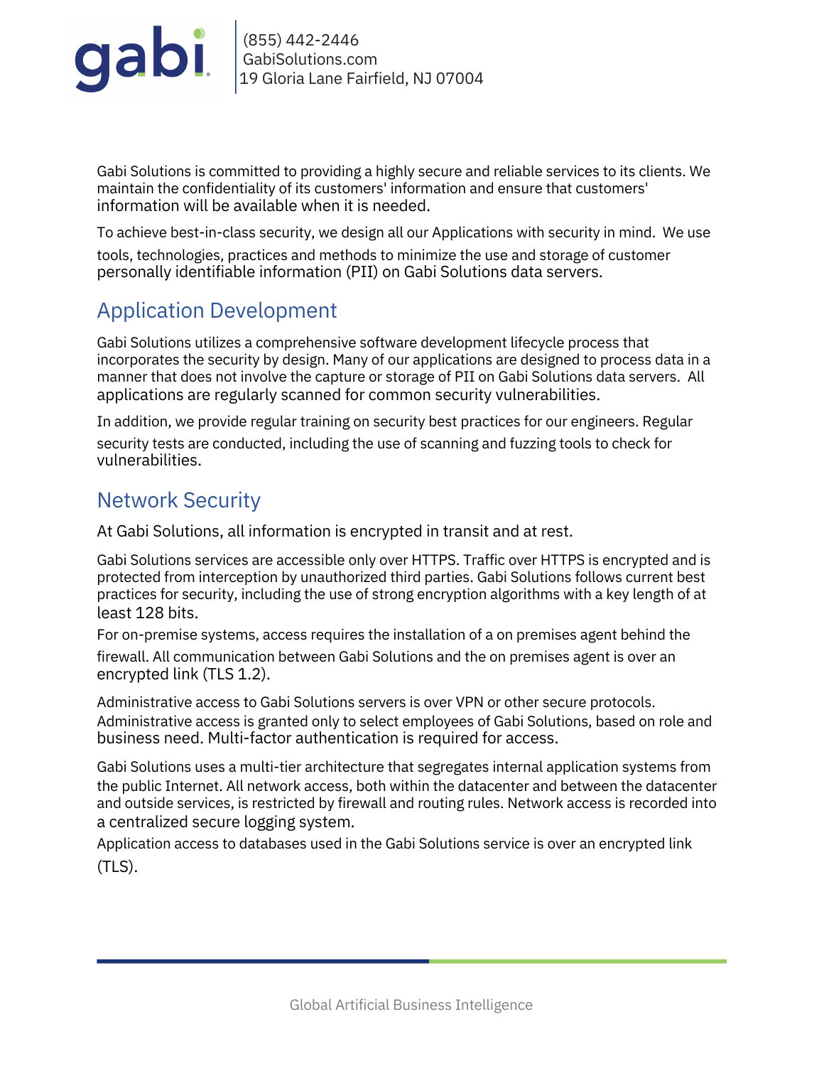Gabi Solutions is committed to providing a highly secure and reliable services to its clients. We maintain the confidentiality of its customers' information and ensure that customers' information will be available when it is needed.

To achieve best-in-class security, we design all our Applications with security in mind. We use tools, technologies, practices and methods to minimize the use and storage of customer personally identifiable information (PII) on Gabi Solutions data servers.

## Application Development

Gabi Solutions utilizes a comprehensive software development lifecycle process that incorporates the security by design. Many of our applications are designed to process data in a manner that does not involve the capture or storage of PII on Gabi Solutions data servers. All applications are regularly scanned for common security vulnerabilities.

In addition, we provide regular training on security best practices for our engineers. Regular security tests are conducted, including the use of scanning and fuzzing tools to check for vulnerabilities.

## Network Security

At Gabi Solutions, all information is encrypted in transit and at rest.

Gabi Solutions services are accessible only over HTTPS. Traffic over HTTPS is encrypted and is protected from interception by unauthorized third parties. Gabi Solutions follows current best practices for security, including the use of strong encryption algorithms with a key length of at least 128 bits.

For on-premise systems, access requires the installation of a on premises agent behind the firewall. All communication between Gabi Solutions and the on premises agent is over an encrypted link (TLS 1.2).

Administrative access to Gabi Solutions servers is over VPN or other secure protocols. Administrative access is granted only to select employees of Gabi Solutions, based on role and business need. Multi-factor authentication is required for access.

Gabi Solutions uses a multi-tier architecture that segregates internal application systems from the public Internet. All network access, both within the datacenter and between the datacenter and outside services, is restricted by firewall and routing rules. Network access is recorded into a centralized secure logging system.

Application access to databases used in the Gabi Solutions service is over an encrypted link (TLS).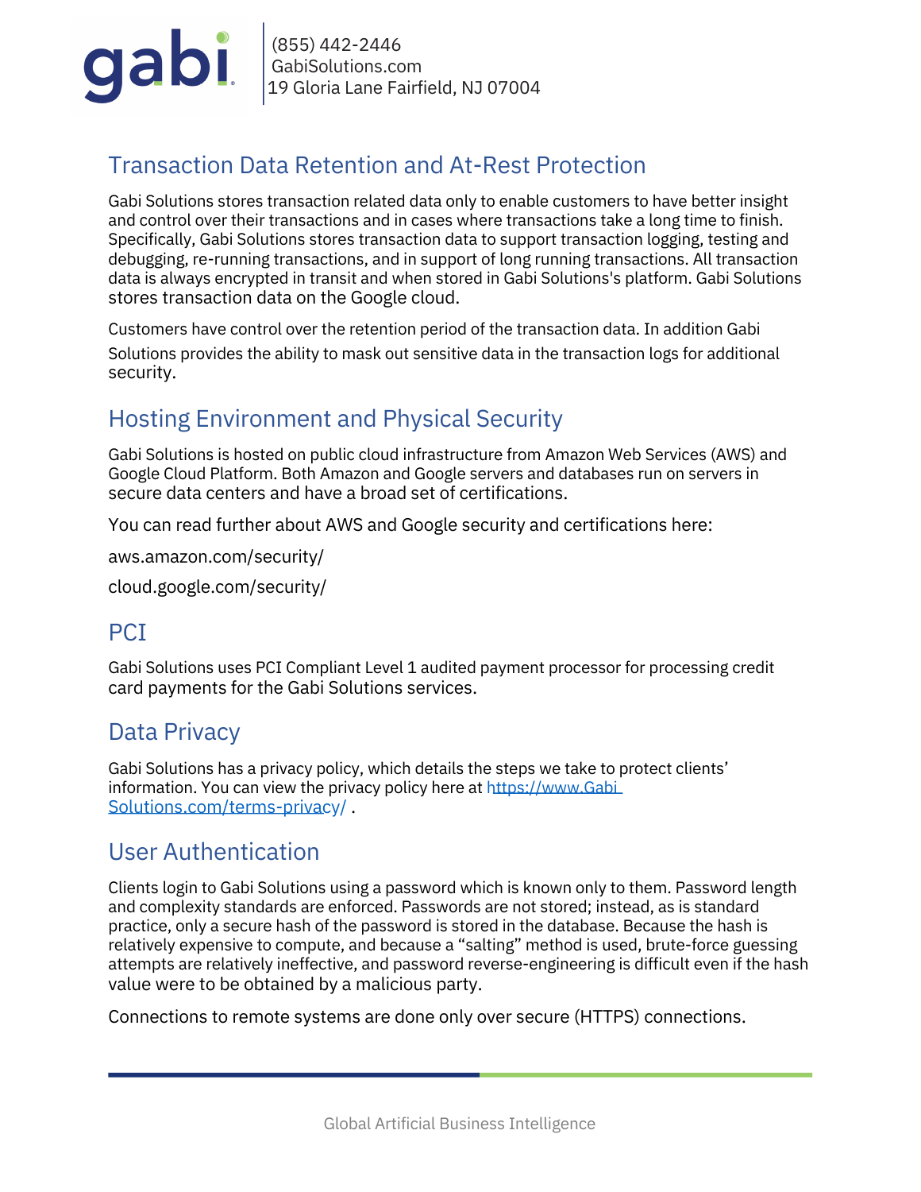## Transaction Data Retention and At-Rest Protection

Gabi Solutions stores transaction related data only to enable customers to have better insight and control over their transactions and in cases where transactions take a long time to finish. Specifically, Gabi Solutions stores transaction data to support transaction logging, testing and debugging, re-running transactions, and in support of long running transactions. All transaction data is always encrypted in transit and when stored in Gabi Solutions's platform. Gabi Solutions stores transaction data on the Google cloud.

Customers have control over the retention period of the transaction data. In addition Gabi Solutions provides the ability to mask out sensitive data in the transaction logs for additional security.

## Hosting Environment and Physical Security

Gabi Solutions is hosted on public cloud infrastructure from Amazon Web Services (AWS) and Google Cloud Platform. Both Amazon and Google servers and databases run on servers in secure data centers and have a broad set of certifications.

You can read further about AWS and Google security and certifications here:

aws.amazon.com/security/

cloud.google.com/security/

## PCI

Gabi Solutions uses PCI Compliant Level 1 audited payment processor for processing credit card payments for the Gabi Solutions services.

## Data Privacy

Gabi Solutions has a privacy policy, which details the steps we take to protect clients' information. You can view the privacy policy here at https://www.Gabi Solutions.com/terms-privacy/ .

## User Authentication

Clients login to Gabi Solutions using a password which is known only to them. Password length and complexity standards are enforced. Passwords are not stored; instead, as is standard practice, only a secure hash of the password is stored in the database. Because the hash is relatively expensive to compute, and because a "salting" method is used, brute-force guessing attempts are relatively ineffective, and password reverse-engineering is difficult even if the hash value were to be obtained by a malicious party.

Connections to remote systems are done only over secure (HTTPS) connections.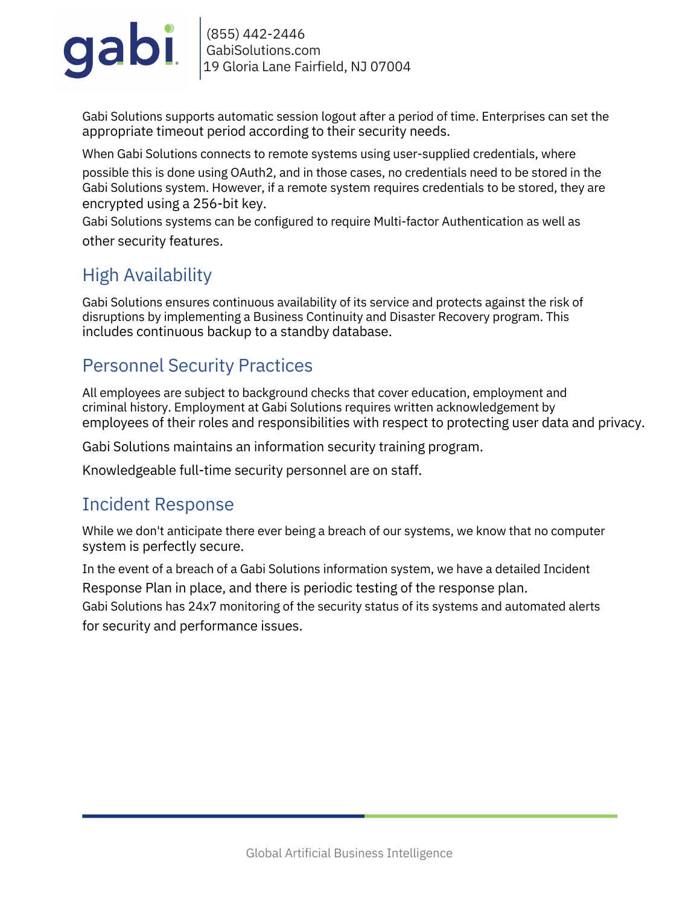Gabi Solutions supports automatic session logout after a period of time. Enterprises can set the appropriate timeout period according to their security needs.

When Gabi Solutions connects to remote systems using user-supplied credentials, where possible this is done using OAuth2, and in those cases, no credentials need to be stored in the Gabi Solutions system. However, if a remote system requires credentials to be stored, they are encrypted using a 256-bit key.

Gabi Solutions systems can be configured to require Multi-factor Authentication as well as other security features.

## High Availability

Gabi Solutions ensures continuous availability of its service and protects against the risk of disruptions by implementing a Business Continuity and Disaster Recovery program. This includes continuous backup to a standby database.

## Personnel Security Practices

All employees are subject to background checks that cover education, employment and criminal history. Employment at Gabi Solutions requires written acknowledgement by employees of their roles and responsibilities with respect to protecting user data and privacy.

Gabi Solutions maintains an information security training program.

Knowledgeable full-time security personnel are on staff.

## Incident Response

While we don't anticipate there ever being a breach of our systems, we know that no computer system is perfectly secure.

In the event of a breach of a Gabi Solutions information system, we have a detailed Incident Response Plan in place, and there is periodic testing of the response plan.

Gabi Solutions has 24x7 monitoring of the security status of its systems and automated alerts for security and performance issues.